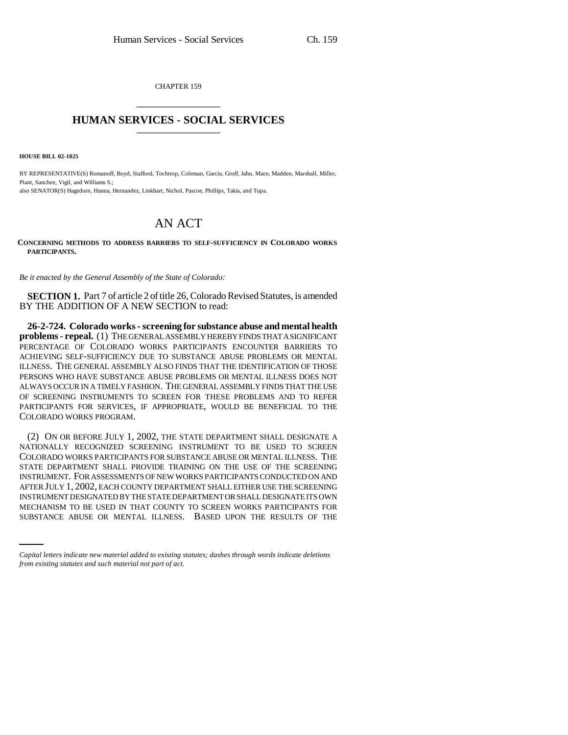CHAPTER 159

# HUMAN SERVICES - SOCIAL SERVICES

**HOUSE BILL 02-1025**

BY REPRESENTATIVE(S) Romanoff, Boyd, Stafford, Tochtrop, Coleman, Garcia, Groff, Jahn, Mace, Madden, Marshall, Miller, Plant, Sanchez, Vigil, and Williams S.;
also SENATOR(S) Hagedorn, Hanna, Hernandez, Linkhart, Nichol, Pascoe, Phillips, Takis, and Tupa.

# AN ACT

**CONCERNING METHODS TO ADDRESS BARRIERS TO SELF-SUFFICIENCY IN COLORADO WORKS PARTICIPANTS.**

*Be it enacted by the General Assembly of the State of Colorado:*

**SECTION 1.** Part 7 of article 2 of title 26, Colorado Revised Statutes, is amended BY THE ADDITION OF A NEW SECTION to read:

**26-2-724. Colorado works - screening for substance abuse and mental health problems - repeal.** (1) THE GENERAL ASSEMBLY HEREBY FINDS THAT A SIGNIFICANT PERCENTAGE OF COLORADO WORKS PARTICIPANTS ENCOUNTER BARRIERS TO ACHIEVING SELF-SUFFICIENCY DUE TO SUBSTANCE ABUSE PROBLEMS OR MENTAL ILLNESS. THE GENERAL ASSEMBLY ALSO FINDS THAT THE IDENTIFICATION OF THOSE PERSONS WHO HAVE SUBSTANCE ABUSE PROBLEMS OR MENTAL ILLNESS DOES NOT ALWAYS OCCUR IN A TIMELY FASHION. THE GENERAL ASSEMBLY FINDS THAT THE USE OF SCREENING INSTRUMENTS TO SCREEN FOR THESE PROBLEMS AND TO REFER PARTICIPANTS FOR SERVICES, IF APPROPRIATE, WOULD BE BENEFICIAL TO THE COLORADO WORKS PROGRAM.

(2) ON OR BEFORE JULY 1, 2002, THE STATE DEPARTMENT SHALL DESIGNATE A NATIONALLY RECOGNIZED SCREENING INSTRUMENT TO BE USED TO SCREEN COLORADO WORKS PARTICIPANTS FOR SUBSTANCE ABUSE OR MENTAL ILLNESS. THE STATE DEPARTMENT SHALL PROVIDE TRAINING ON THE USE OF THE SCREENING INSTRUMENT. FOR ASSESSMENTS OF NEW WORKS PARTICIPANTS CONDUCTED ON AND AFTER JULY 1, 2002, EACH COUNTY DEPARTMENT SHALL EITHER USE THE SCREENING INSTRUMENT DESIGNATED BY THE STATE DEPARTMENT OR SHALL DESIGNATE ITS OWN MECHANISM TO BE USED IN THAT COUNTY TO SCREEN WORKS PARTICIPANTS FOR SUBSTANCE ABUSE OR MENTAL ILLNESS. BASED UPON THE RESULTS OF THE

*Capital letters indicate new material added to existing statutes; dashes through words indicate deletions from existing statutes and such material not part of act.*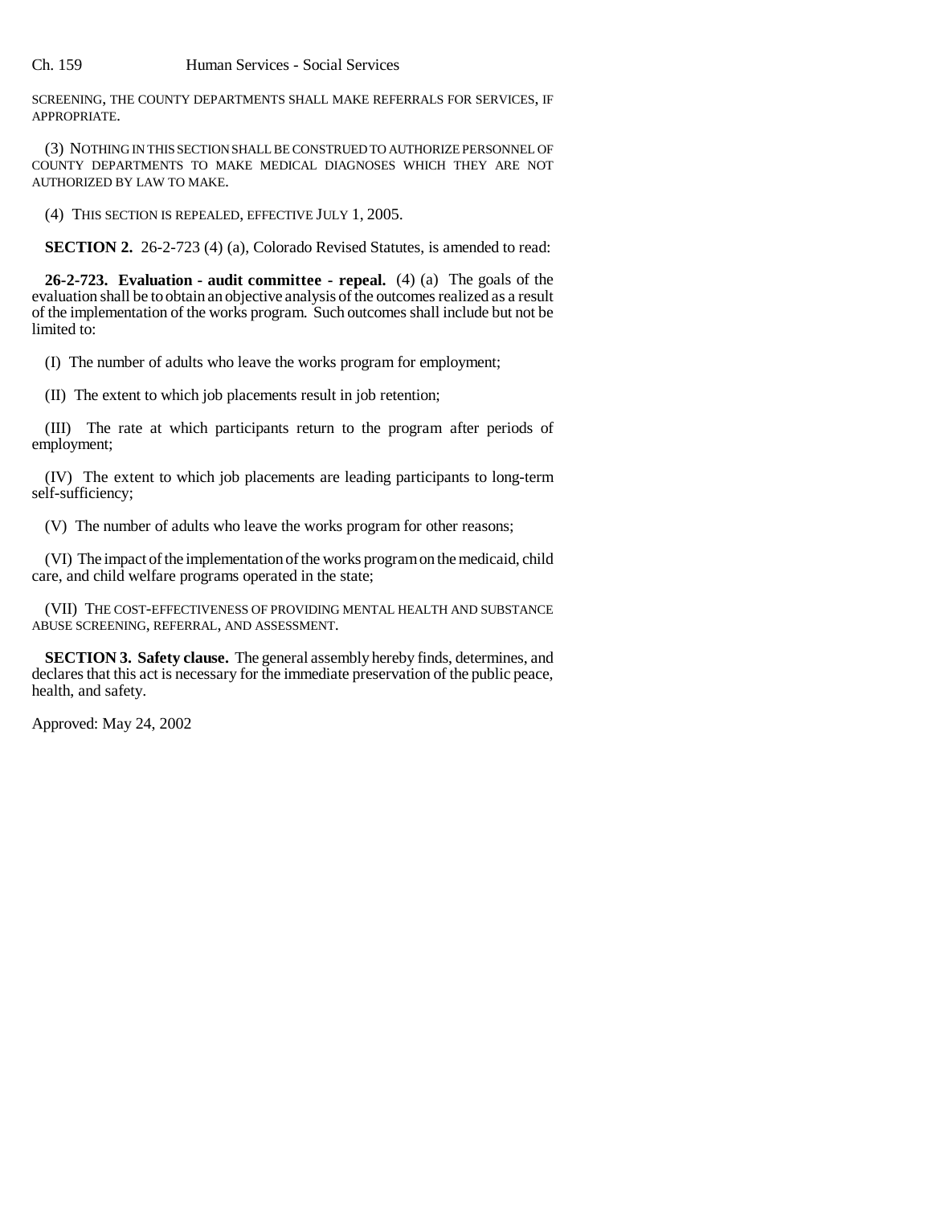SCREENING, THE COUNTY DEPARTMENTS SHALL MAKE REFERRALS FOR SERVICES, IF APPROPRIATE.

(3) NOTHING IN THIS SECTION SHALL BE CONSTRUED TO AUTHORIZE PERSONNEL OF COUNTY DEPARTMENTS TO MAKE MEDICAL DIAGNOSES WHICH THEY ARE NOT AUTHORIZED BY LAW TO MAKE.

(4) THIS SECTION IS REPEALED, EFFECTIVE JULY 1, 2005.

**SECTION 2.** 26-2-723 (4) (a), Colorado Revised Statutes, is amended to read:

**26-2-723. Evaluation - audit committee - repeal.** (4) (a) The goals of the evaluation shall be to obtain an objective analysis of the outcomes realized as a result of the implementation of the works program. Such outcomes shall include but not be limited to:

(I) The number of adults who leave the works program for employment;

(II) The extent to which job placements result in job retention;

(III) The rate at which participants return to the program after periods of employment;

(IV) The extent to which job placements are leading participants to long-term self-sufficiency;

(V) The number of adults who leave the works program for other reasons;

(VI) The impact of the implementation of the works program on the medicaid, child care, and child welfare programs operated in the state;

(VII) THE COST-EFFECTIVENESS OF PROVIDING MENTAL HEALTH AND SUBSTANCE ABUSE SCREENING, REFERRAL, AND ASSESSMENT.

**SECTION 3. Safety clause.** The general assembly hereby finds, determines, and declares that this act is necessary for the immediate preservation of the public peace, health, and safety.

Approved: May 24, 2002